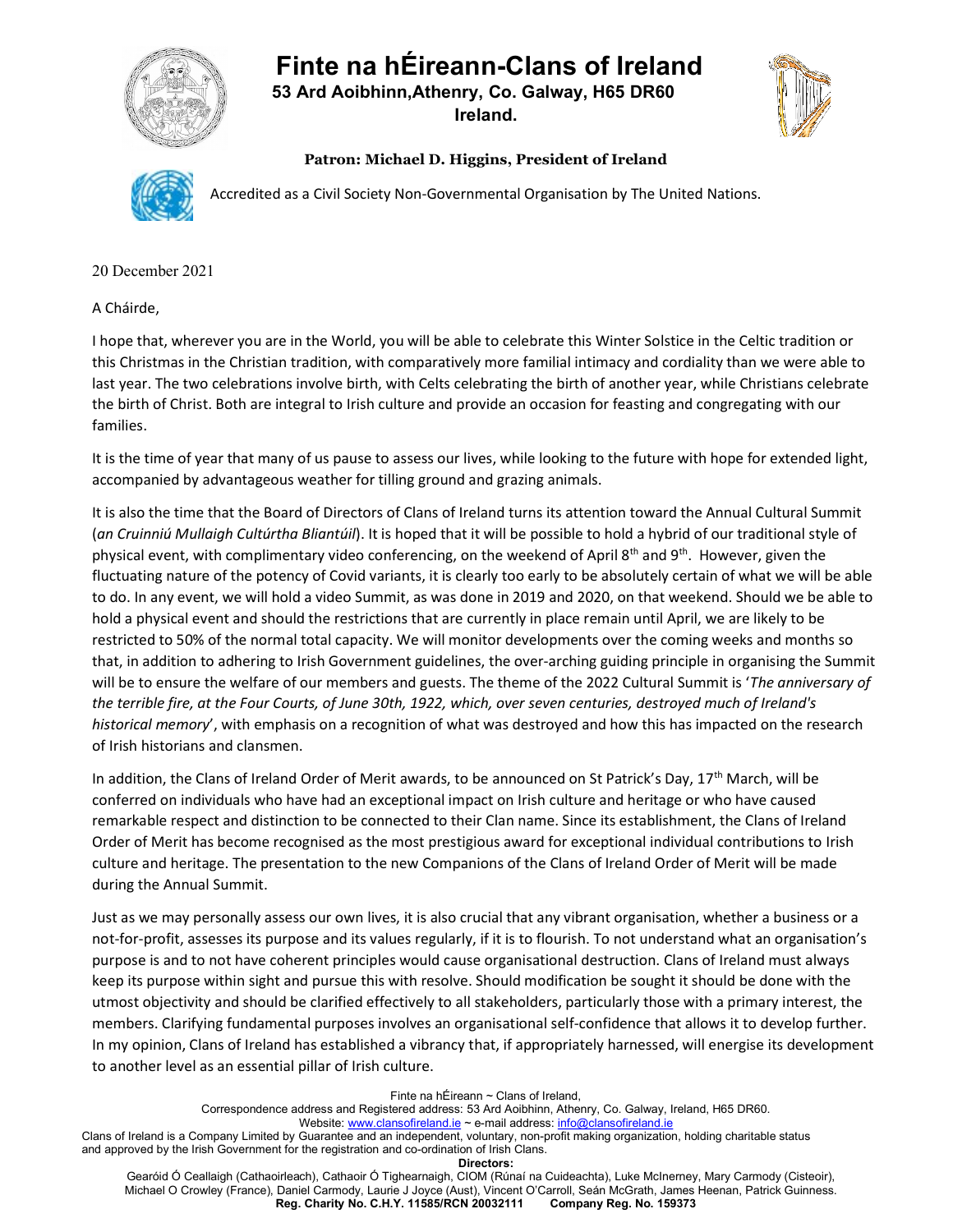# Finte na hÉireann-Clans of Ireland

**53 Ard Aoibhinn,Athenry, Co. Galway, H65 DR60**
**Ireland.**

**Patron: Michael D. Higgins, President of Ireland**

Accredited as a Civil Society Non-Governmental Organisation by The United Nations.

20 December 2021

A Cháirde,

I hope that, wherever you are in the World, you will be able to celebrate this Winter Solstice in the Celtic tradition or this Christmas in the Christian tradition, with comparatively more familial intimacy and cordiality than we were able to last year. The two celebrations involve birth, with Celts celebrating the birth of another year, while Christians celebrate the birth of Christ. Both are integral to Irish culture and provide an occasion for feasting and congregating with our families.

It is the time of year that many of us pause to assess our lives, while looking to the future with hope for extended light, accompanied by advantageous weather for tilling ground and grazing animals.

It is also the time that the Board of Directors of Clans of Ireland turns its attention toward the Annual Cultural Summit (*an Cruinniú Mullaigh Cultúrtha Bliantúil*). It is hoped that it will be possible to hold a hybrid of our traditional style of physical event, with complimentary video conferencing, on the weekend of April 8th and 9th. However, given the fluctuating nature of the potency of Covid variants, it is clearly too early to be absolutely certain of what we will be able to do. In any event, we will hold a video Summit, as was done in 2019 and 2020, on that weekend. Should we be able to hold a physical event and should the restrictions that are currently in place remain until April, we are likely to be restricted to 50% of the normal total capacity. We will monitor developments over the coming weeks and months so that, in addition to adhering to Irish Government guidelines, the over-arching guiding principle in organising the Summit will be to ensure the welfare of our members and guests. The theme of the 2022 Cultural Summit is '*The anniversary of the terrible fire, at the Four Courts, of June 30th, 1922, which, over seven centuries, destroyed much of Ireland's historical memory*', with emphasis on a recognition of what was destroyed and how this has impacted on the research of Irish historians and clansmen.

In addition, the Clans of Ireland Order of Merit awards, to be announced on St Patrick's Day, 17th March, will be conferred on individuals who have had an exceptional impact on Irish culture and heritage or who have caused remarkable respect and distinction to be connected to their Clan name. Since its establishment, the Clans of Ireland Order of Merit has become recognised as the most prestigious award for exceptional individual contributions to Irish culture and heritage. The presentation to the new Companions of the Clans of Ireland Order of Merit will be made during the Annual Summit.

Just as we may personally assess our own lives, it is also crucial that any vibrant organisation, whether a business or a not-for-profit, assesses its purpose and its values regularly, if it is to flourish. To not understand what an organisation's purpose is and to not have coherent principles would cause organisational destruction. Clans of Ireland must always keep its purpose within sight and pursue this with resolve. Should modification be sought it should be done with the utmost objectivity and should be clarified effectively to all stakeholders, particularly those with a primary interest, the members. Clarifying fundamental purposes involves an organisational self-confidence that allows it to develop further. In my opinion, Clans of Ireland has established a vibrancy that, if appropriately harnessed, will energise its development to another level as an essential pillar of Irish culture.

Finte na hÉireann ~ Clans of Ireland,
Correspondence address and Registered address: 53 Ard Aoibhinn, Athenry, Co. Galway, Ireland, H65 DR60.
Website: www.clansofireland.ie ~ e-mail address: info@clansofireland.ie
Clans of Ireland is a Company Limited by Guarantee and an independent, voluntary, non-profit making organization, holding charitable status and approved by the Irish Government for the registration and co-ordination of Irish Clans.

**Directors:**
Gearóid Ó Ceallaigh (Cathaoirleach), Cathaoir Ó Tighearnaigh, CIOM (Rúnaí na Cuideachta), Luke McInerney, Mary Carmody (Cisteoir), Michael O Crowley (France), Daniel Carmody, Laurie J Joyce (Aust), Vincent O'Carroll, Seán McGrath, James Heenan, Patrick Guinness.
**Reg. Charity No. C.H.Y. 11585/RCN 20032111 Company Reg. No. 159373**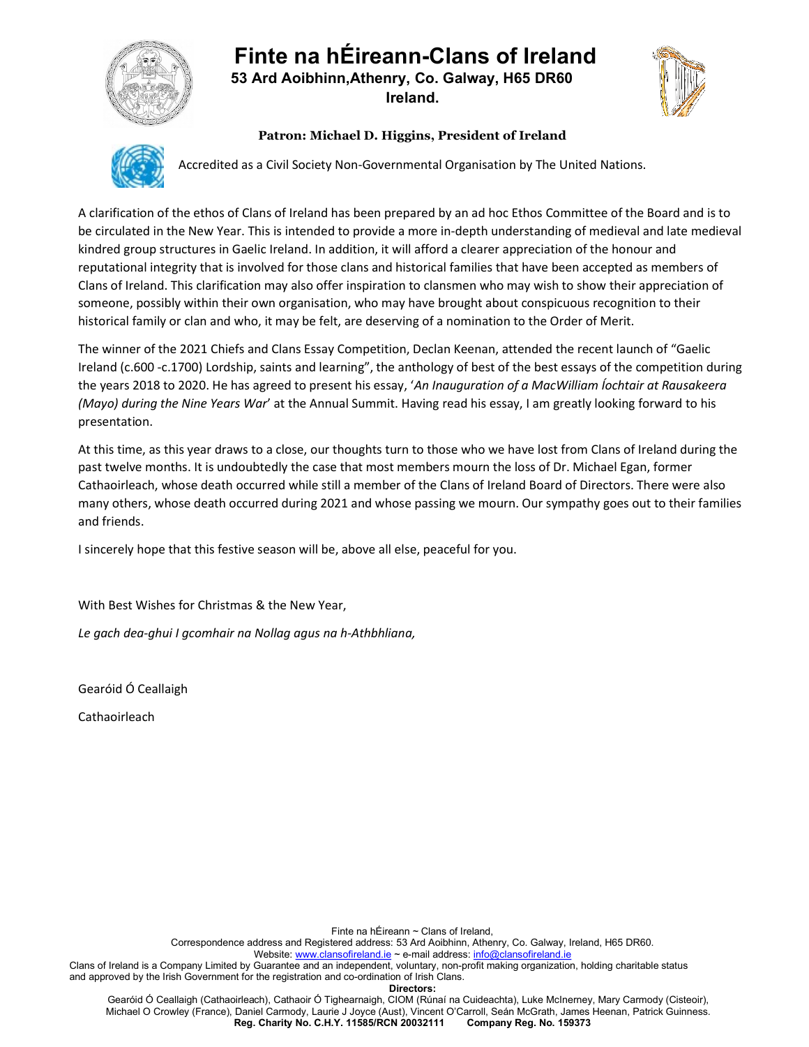# Finte na hÉireann-Clans of Ireland

**53 Ard Aoibhinn,Athenry, Co. Galway, H65 DR60**
**Ireland.**

**Patron: Michael D. Higgins, President of Ireland**

Accredited as a Civil Society Non-Governmental Organisation by The United Nations.

A clarification of the ethos of Clans of Ireland has been prepared by an ad hoc Ethos Committee of the Board and is to be circulated in the New Year. This is intended to provide a more in-depth understanding of medieval and late medieval kindred group structures in Gaelic Ireland. In addition, it will afford a clearer appreciation of the honour and reputational integrity that is involved for those clans and historical families that have been accepted as members of Clans of Ireland. This clarification may also offer inspiration to clansmen who may wish to show their appreciation of someone, possibly within their own organisation, who may have brought about conspicuous recognition to their historical family or clan and who, it may be felt, are deserving of a nomination to the Order of Merit.

The winner of the 2021 Chiefs and Clans Essay Competition, Declan Keenan, attended the recent launch of "Gaelic Ireland (c.600 -c.1700) Lordship, saints and learning", the anthology of best of the best essays of the competition during the years 2018 to 2020. He has agreed to present his essay, '*An Inauguration of a MacWilliam Íochtair at Rausakeera (Mayo) during the Nine Years War*' at the Annual Summit. Having read his essay, I am greatly looking forward to his presentation.

At this time, as this year draws to a close, our thoughts turn to those who we have lost from Clans of Ireland during the past twelve months. It is undoubtedly the case that most members mourn the loss of Dr. Michael Egan, former Cathaoirleach, whose death occurred while still a member of the Clans of Ireland Board of Directors. There were also many others, whose death occurred during 2021 and whose passing we mourn. Our sympathy goes out to their families and friends.

I sincerely hope that this festive season will be, above all else, peaceful for you.

With Best Wishes for Christmas & the New Year,

*Le gach dea-ghui I gcomhair na Nollag agus na h-Athbhliana,*

Gearóid Ó Ceallaigh

Cathaoirleach

Finte na hÉireann ~ Clans of Ireland,
Correspondence address and Registered address: 53 Ard Aoibhinn, Athenry, Co. Galway, Ireland, H65 DR60.
Website: www.clansofireland.ie ~ e-mail address: info@clansofireland.ie
Clans of Ireland is a Company Limited by Guarantee and an independent, voluntary, non-profit making organization, holding charitable status and approved by the Irish Government for the registration and co-ordination of Irish Clans.

**Directors:**
Gearóid Ó Ceallaigh (Cathaoirleach), Cathaoir Ó Tighearnaigh, CIOM (Rúnaí na Cuideachta), Luke McInerney, Mary Carmody (Cisteoir), Michael O Crowley (France), Daniel Carmody, Laurie J Joyce (Aust), Vincent O'Carroll, Seán McGrath, James Heenan, Patrick Guinness.
**Reg. Charity No. C.H.Y. 11585/RCN 20032111 Company Reg. No. 159373**